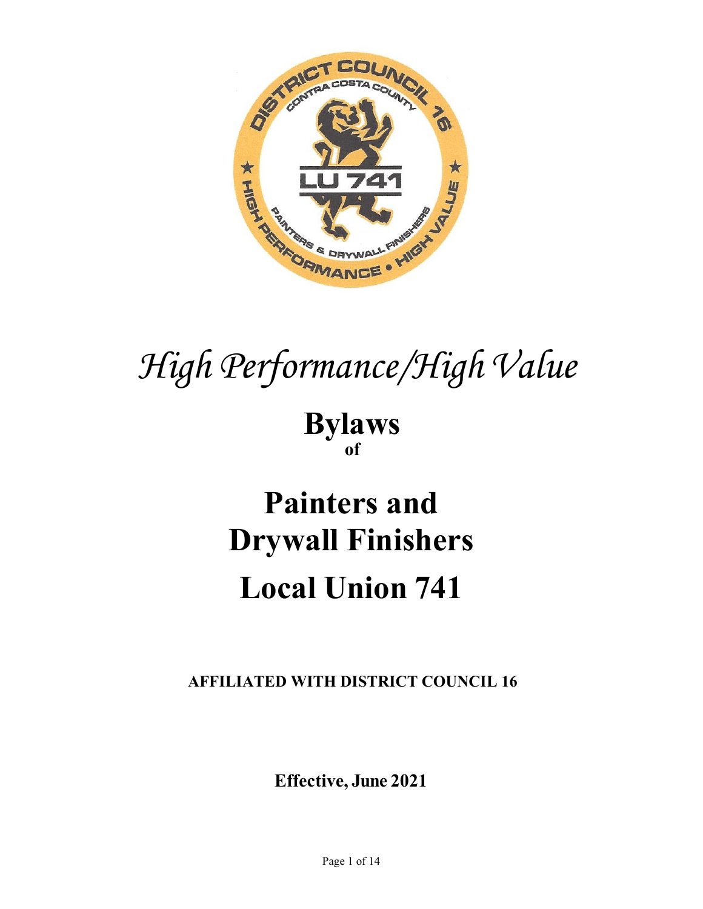*High Performance/High Value*

# Bylaws
**of**

# Painters and Drywall Finishers Local Union 741

**AFFILIATED WITH DISTRICT COUNCIL 16**

**Effective, June 2021**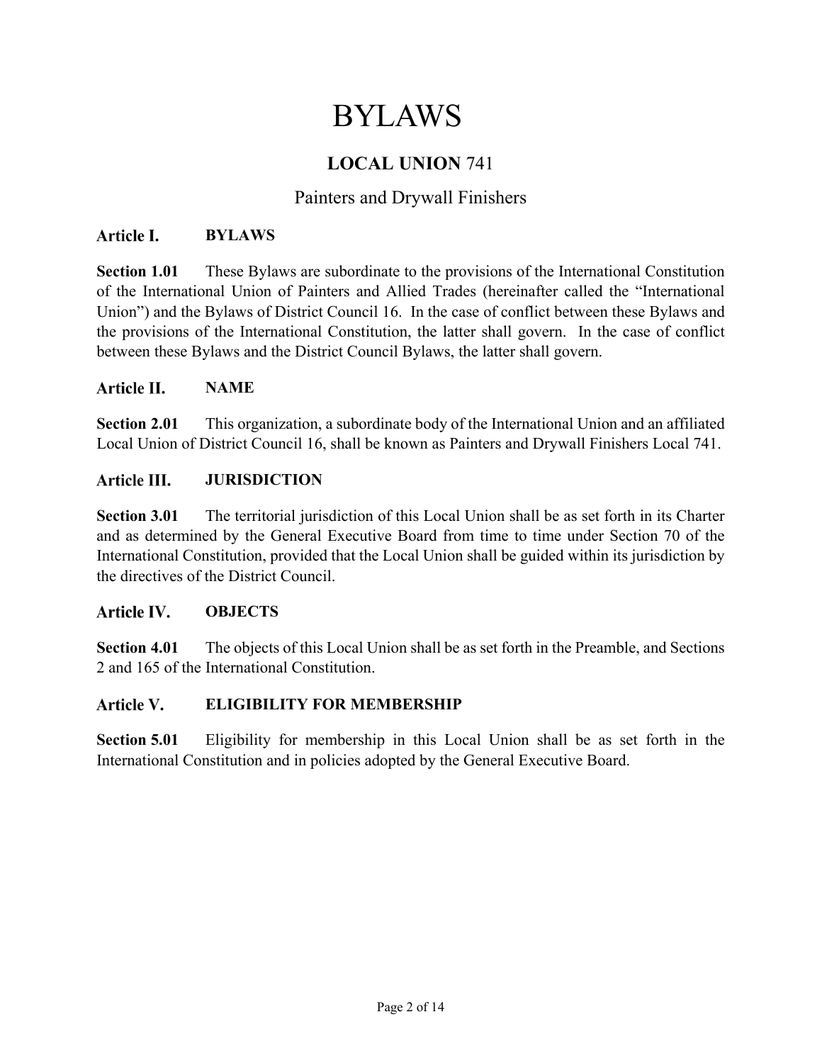# BYLAWS

## **LOCAL UNION** 741

### Painters and Drywall Finishers

### Article I. BYLAWS

**Section 1.01** These Bylaws are subordinate to the provisions of the International Constitution of the International Union of Painters and Allied Trades (hereinafter called the "International Union") and the Bylaws of District Council 16. In the case of conflict between these Bylaws and the provisions of the International Constitution, the latter shall govern. In the case of conflict between these Bylaws and the District Council Bylaws, the latter shall govern.

### Article II. NAME

**Section 2.01** This organization, a subordinate body of the International Union and an affiliated Local Union of District Council 16, shall be known as Painters and Drywall Finishers Local 741.

### Article III. JURISDICTION

**Section 3.01** The territorial jurisdiction of this Local Union shall be as set forth in its Charter and as determined by the General Executive Board from time to time under Section 70 of the International Constitution, provided that the Local Union shall be guided within its jurisdiction by the directives of the District Council.

### Article IV. OBJECTS

**Section 4.01** The objects of this Local Union shall be as set forth in the Preamble, and Sections 2 and 165 of the International Constitution.

### Article V. ELIGIBILITY FOR MEMBERSHIP

**Section 5.01** Eligibility for membership in this Local Union shall be as set forth in the International Constitution and in policies adopted by the General Executive Board.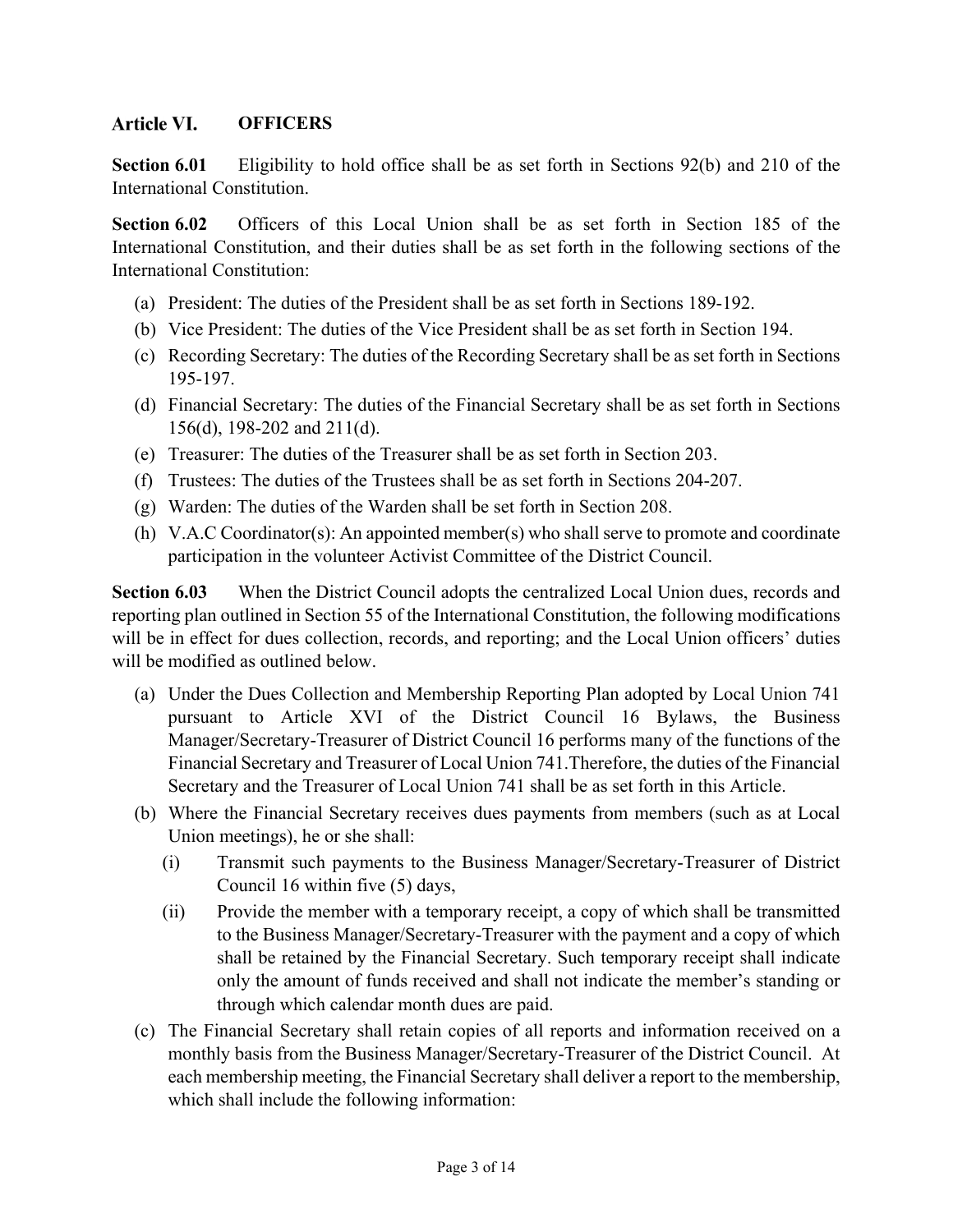## Article VI. OFFICERS

**Section 6.01** Eligibility to hold office shall be as set forth in Sections 92(b) and 210 of the International Constitution.

**Section 6.02** Officers of this Local Union shall be as set forth in Section 185 of the International Constitution, and their duties shall be as set forth in the following sections of the International Constitution:

(a) President: The duties of the President shall be as set forth in Sections 189-192.

(b) Vice President: The duties of the Vice President shall be as set forth in Section 194.

(c) Recording Secretary: The duties of the Recording Secretary shall be as set forth in Sections 195-197.

(d) Financial Secretary: The duties of the Financial Secretary shall be as set forth in Sections 156(d), 198-202 and 211(d).

(e) Treasurer: The duties of the Treasurer shall be as set forth in Section 203.

(f) Trustees: The duties of the Trustees shall be as set forth in Sections 204-207.

(g) Warden: The duties of the Warden shall be set forth in Section 208.

(h) V.A.C Coordinator(s): An appointed member(s) who shall serve to promote and coordinate participation in the volunteer Activist Committee of the District Council.

**Section 6.03** When the District Council adopts the centralized Local Union dues, records and reporting plan outlined in Section 55 of the International Constitution, the following modifications will be in effect for dues collection, records, and reporting; and the Local Union officers' duties will be modified as outlined below.

(a) Under the Dues Collection and Membership Reporting Plan adopted by Local Union 741 pursuant to Article XVI of the District Council 16 Bylaws, the Business Manager/Secretary-Treasurer of District Council 16 performs many of the functions of the Financial Secretary and Treasurer of Local Union 741.Therefore, the duties of the Financial Secretary and the Treasurer of Local Union 741 shall be as set forth in this Article.

(b) Where the Financial Secretary receives dues payments from members (such as at Local Union meetings), he or she shall:

  (i) Transmit such payments to the Business Manager/Secretary-Treasurer of District Council 16 within five (5) days,

  (ii) Provide the member with a temporary receipt, a copy of which shall be transmitted to the Business Manager/Secretary-Treasurer with the payment and a copy of which shall be retained by the Financial Secretary. Such temporary receipt shall indicate only the amount of funds received and shall not indicate the member's standing or through which calendar month dues are paid.

(c) The Financial Secretary shall retain copies of all reports and information received on a monthly basis from the Business Manager/Secretary-Treasurer of the District Council. At each membership meeting, the Financial Secretary shall deliver a report to the membership, which shall include the following information: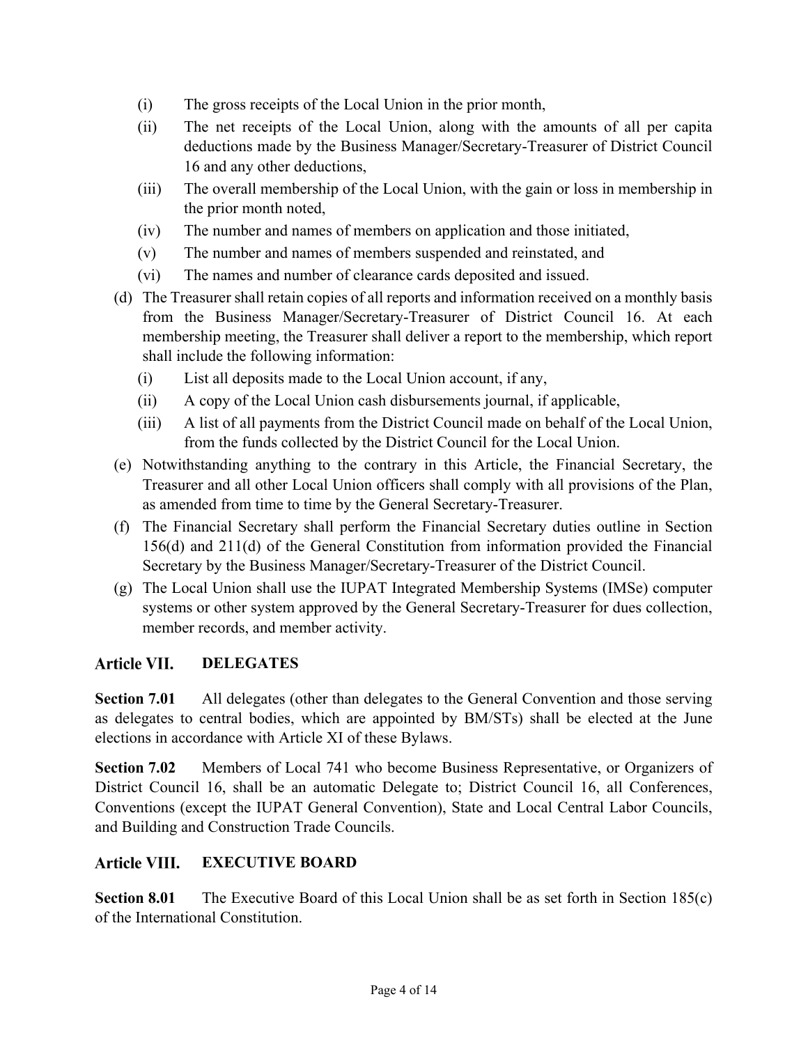(i) The gross receipts of the Local Union in the prior month,

(ii) The net receipts of the Local Union, along with the amounts of all per capita deductions made by the Business Manager/Secretary-Treasurer of District Council 16 and any other deductions,

(iii) The overall membership of the Local Union, with the gain or loss in membership in the prior month noted,

(iv) The number and names of members on application and those initiated,

(v) The number and names of members suspended and reinstated, and

(vi) The names and number of clearance cards deposited and issued.

(d) The Treasurer shall retain copies of all reports and information received on a monthly basis from the Business Manager/Secretary-Treasurer of District Council 16. At each membership meeting, the Treasurer shall deliver a report to the membership, which report shall include the following information:

(i) List all deposits made to the Local Union account, if any,

(ii) A copy of the Local Union cash disbursements journal, if applicable,

(iii) A list of all payments from the District Council made on behalf of the Local Union, from the funds collected by the District Council for the Local Union.

(e) Notwithstanding anything to the contrary in this Article, the Financial Secretary, the Treasurer and all other Local Union officers shall comply with all provisions of the Plan, as amended from time to time by the General Secretary-Treasurer.

(f) The Financial Secretary shall perform the Financial Secretary duties outline in Section 156(d) and 211(d) of the General Constitution from information provided the Financial Secretary by the Business Manager/Secretary-Treasurer of the District Council.

(g) The Local Union shall use the IUPAT Integrated Membership Systems (IMSe) computer systems or other system approved by the General Secretary-Treasurer for dues collection, member records, and member activity.

## Article VII. DELEGATES

**Section 7.01** All delegates (other than delegates to the General Convention and those serving as delegates to central bodies, which are appointed by BM/STs) shall be elected at the June elections in accordance with Article XI of these Bylaws.

**Section 7.02** Members of Local 741 who become Business Representative, or Organizers of District Council 16, shall be an automatic Delegate to; District Council 16, all Conferences, Conventions (except the IUPAT General Convention), State and Local Central Labor Councils, and Building and Construction Trade Councils.

## Article VIII. EXECUTIVE BOARD

**Section 8.01** The Executive Board of this Local Union shall be as set forth in Section 185(c) of the International Constitution.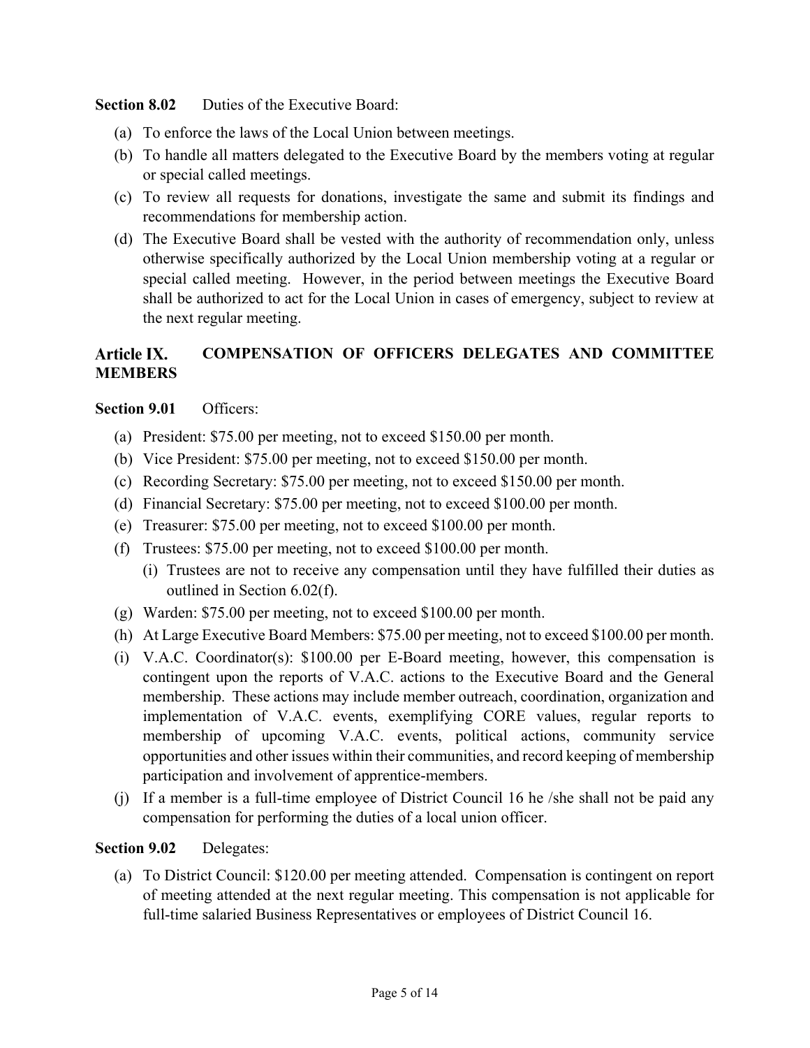**Section 8.02** Duties of the Executive Board:

(a) To enforce the laws of the Local Union between meetings.
(b) To handle all matters delegated to the Executive Board by the members voting at regular or special called meetings.
(c) To review all requests for donations, investigate the same and submit its findings and recommendations for membership action.
(d) The Executive Board shall be vested with the authority of recommendation only, unless otherwise specifically authorized by the Local Union membership voting at a regular or special called meeting. However, in the period between meetings the Executive Board shall be authorized to act for the Local Union in cases of emergency, subject to review at the next regular meeting.

## Article IX. COMPENSATION OF OFFICERS DELEGATES AND COMMITTEE MEMBERS

**Section 9.01** Officers:

(a) President: $75.00 per meeting, not to exceed $150.00 per month.
(b) Vice President: $75.00 per meeting, not to exceed $150.00 per month.
(c) Recording Secretary: $75.00 per meeting, not to exceed $150.00 per month.
(d) Financial Secretary: $75.00 per meeting, not to exceed $100.00 per month.
(e) Treasurer: $75.00 per meeting, not to exceed $100.00 per month.
(f) Trustees: $75.00 per meeting, not to exceed $100.00 per month.
    (i) Trustees are not to receive any compensation until they have fulfilled their duties as outlined in Section 6.02(f).
(g) Warden: $75.00 per meeting, not to exceed $100.00 per month.
(h) At Large Executive Board Members: $75.00 per meeting, not to exceed $100.00 per month.
(i) V.A.C. Coordinator(s): $100.00 per E-Board meeting, however, this compensation is contingent upon the reports of V.A.C. actions to the Executive Board and the General membership. These actions may include member outreach, coordination, organization and implementation of V.A.C. events, exemplifying CORE values, regular reports to membership of upcoming V.A.C. events, political actions, community service opportunities and other issues within their communities, and record keeping of membership participation and involvement of apprentice-members.
(j) If a member is a full-time employee of District Council 16 he /she shall not be paid any compensation for performing the duties of a local union officer.

**Section 9.02** Delegates:

(a) To District Council: $120.00 per meeting attended. Compensation is contingent on report of meeting attended at the next regular meeting. This compensation is not applicable for full-time salaried Business Representatives or employees of District Council 16.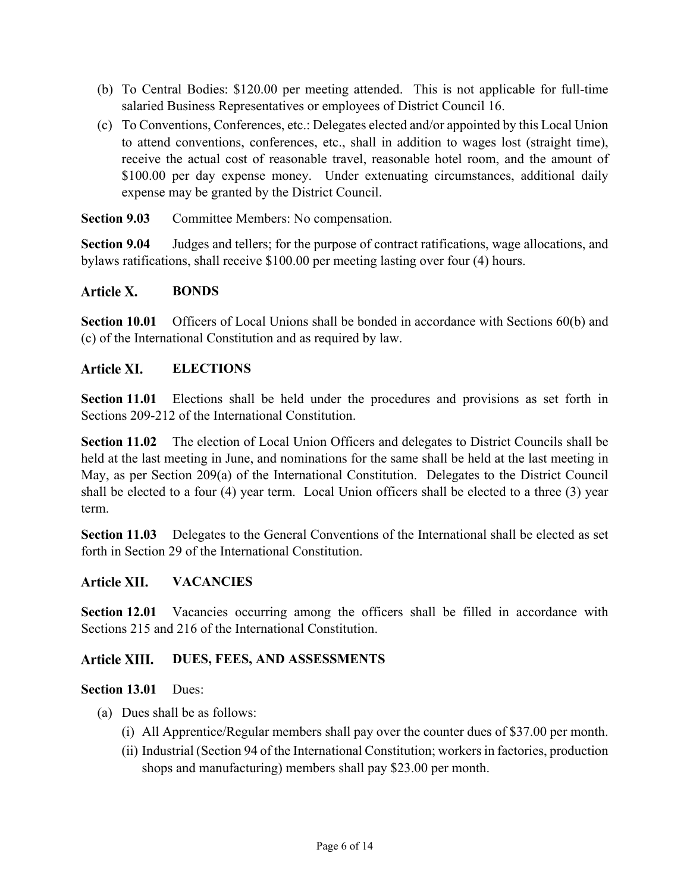(b) To Central Bodies: $120.00 per meeting attended. This is not applicable for full-time salaried Business Representatives or employees of District Council 16.

(c) To Conventions, Conferences, etc.: Delegates elected and/or appointed by this Local Union to attend conventions, conferences, etc., shall in addition to wages lost (straight time), receive the actual cost of reasonable travel, reasonable hotel room, and the amount of $100.00 per day expense money. Under extenuating circumstances, additional daily expense may be granted by the District Council.

**Section 9.03** Committee Members: No compensation.

**Section 9.04** Judges and tellers; for the purpose of contract ratifications, wage allocations, and bylaws ratifications, shall receive $100.00 per meeting lasting over four (4) hours.

## Article X. BONDS

**Section 10.01** Officers of Local Unions shall be bonded in accordance with Sections 60(b) and (c) of the International Constitution and as required by law.

## Article XI. ELECTIONS

**Section 11.01** Elections shall be held under the procedures and provisions as set forth in Sections 209-212 of the International Constitution.

**Section 11.02** The election of Local Union Officers and delegates to District Councils shall be held at the last meeting in June, and nominations for the same shall be held at the last meeting in May, as per Section 209(a) of the International Constitution. Delegates to the District Council shall be elected to a four (4) year term. Local Union officers shall be elected to a three (3) year term.

**Section 11.03** Delegates to the General Conventions of the International shall be elected as set forth in Section 29 of the International Constitution.

## Article XII. VACANCIES

**Section 12.01** Vacancies occurring among the officers shall be filled in accordance with Sections 215 and 216 of the International Constitution.

## Article XIII. DUES, FEES, AND ASSESSMENTS

**Section 13.01** Dues:

(a) Dues shall be as follows:

- (i) All Apprentice/Regular members shall pay over the counter dues of $37.00 per month.
- (ii) Industrial (Section 94 of the International Constitution; workers in factories, production shops and manufacturing) members shall pay $23.00 per month.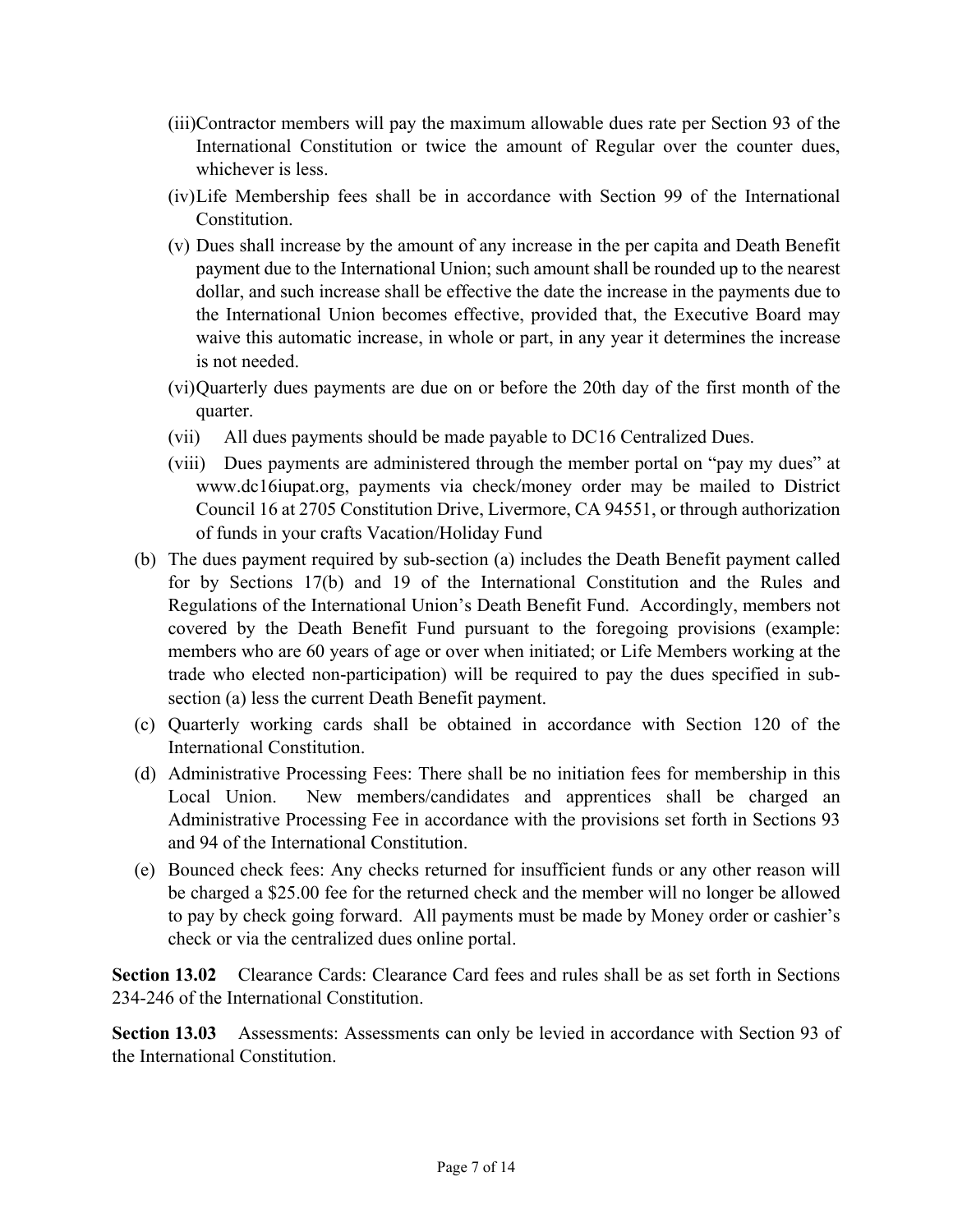(iii) Contractor members will pay the maximum allowable dues rate per Section 93 of the International Constitution or twice the amount of Regular over the counter dues, whichever is less.

(iv) Life Membership fees shall be in accordance with Section 99 of the International Constitution.

(v) Dues shall increase by the amount of any increase in the per capita and Death Benefit payment due to the International Union; such amount shall be rounded up to the nearest dollar, and such increase shall be effective the date the increase in the payments due to the International Union becomes effective, provided that, the Executive Board may waive this automatic increase, in whole or part, in any year it determines the increase is not needed.

(vi) Quarterly dues payments are due on or before the 20th day of the first month of the quarter.

(vii) All dues payments should be made payable to DC16 Centralized Dues.

(viii) Dues payments are administered through the member portal on "pay my dues" at www.dc16iupat.org, payments via check/money order may be mailed to District Council 16 at 2705 Constitution Drive, Livermore, CA 94551, or through authorization of funds in your crafts Vacation/Holiday Fund

(b) The dues payment required by sub-section (a) includes the Death Benefit payment called for by Sections 17(b) and 19 of the International Constitution and the Rules and Regulations of the International Union's Death Benefit Fund. Accordingly, members not covered by the Death Benefit Fund pursuant to the foregoing provisions (example: members who are 60 years of age or over when initiated; or Life Members working at the trade who elected non-participation) will be required to pay the dues specified in sub-section (a) less the current Death Benefit payment.

(c) Quarterly working cards shall be obtained in accordance with Section 120 of the International Constitution.

(d) Administrative Processing Fees: There shall be no initiation fees for membership in this Local Union. New members/candidates and apprentices shall be charged an Administrative Processing Fee in accordance with the provisions set forth in Sections 93 and 94 of the International Constitution.

(e) Bounced check fees: Any checks returned for insufficient funds or any other reason will be charged a $25.00 fee for the returned check and the member will no longer be allowed to pay by check going forward. All payments must be made by Money order or cashier's check or via the centralized dues online portal.

**Section 13.02** Clearance Cards: Clearance Card fees and rules shall be as set forth in Sections 234-246 of the International Constitution.

**Section 13.03** Assessments: Assessments can only be levied in accordance with Section 93 of the International Constitution.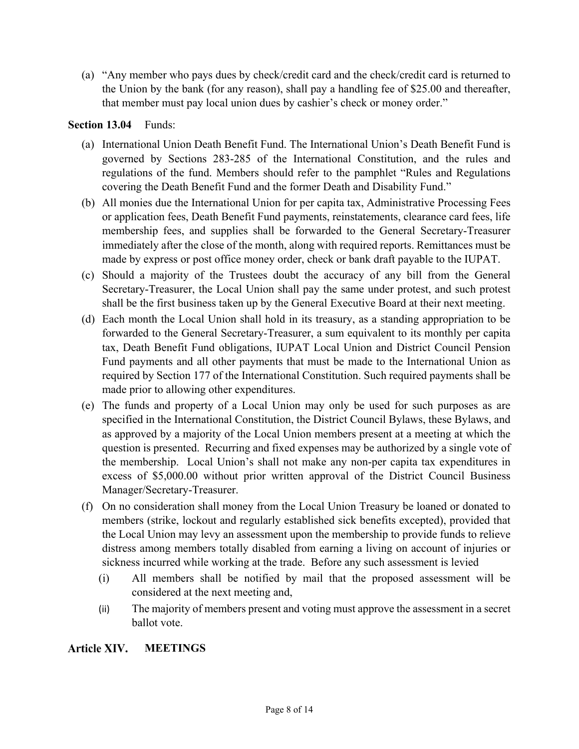(a) "Any member who pays dues by check/credit card and the check/credit card is returned to the Union by the bank (for any reason), shall pay a handling fee of $25.00 and thereafter, that member must pay local union dues by cashier's check or money order."

**Section 13.04** Funds:

(a) International Union Death Benefit Fund. The International Union's Death Benefit Fund is governed by Sections 283-285 of the International Constitution, and the rules and regulations of the fund. Members should refer to the pamphlet "Rules and Regulations covering the Death Benefit Fund and the former Death and Disability Fund."

(b) All monies due the International Union for per capita tax, Administrative Processing Fees or application fees, Death Benefit Fund payments, reinstatements, clearance card fees, life membership fees, and supplies shall be forwarded to the General Secretary-Treasurer immediately after the close of the month, along with required reports. Remittances must be made by express or post office money order, check or bank draft payable to the IUPAT.

(c) Should a majority of the Trustees doubt the accuracy of any bill from the General Secretary-Treasurer, the Local Union shall pay the same under protest, and such protest shall be the first business taken up by the General Executive Board at their next meeting.

(d) Each month the Local Union shall hold in its treasury, as a standing appropriation to be forwarded to the General Secretary-Treasurer, a sum equivalent to its monthly per capita tax, Death Benefit Fund obligations, IUPAT Local Union and District Council Pension Fund payments and all other payments that must be made to the International Union as required by Section 177 of the International Constitution. Such required payments shall be made prior to allowing other expenditures.

(e) The funds and property of a Local Union may only be used for such purposes as are specified in the International Constitution, the District Council Bylaws, these Bylaws, and as approved by a majority of the Local Union members present at a meeting at which the question is presented. Recurring and fixed expenses may be authorized by a single vote of the membership. Local Union's shall not make any non-per capita tax expenditures in excess of $5,000.00 without prior written approval of the District Council Business Manager/Secretary-Treasurer.

(f) On no consideration shall money from the Local Union Treasury be loaned or donated to members (strike, lockout and regularly established sick benefits excepted), provided that the Local Union may levy an assessment upon the membership to provide funds to relieve distress among members totally disabled from earning a living on account of injuries or sickness incurred while working at the trade. Before any such assessment is levied

   (i) All members shall be notified by mail that the proposed assessment will be considered at the next meeting and,

   (ii) The majority of members present and voting must approve the assessment in a secret ballot vote.

## Article XIV. MEETINGS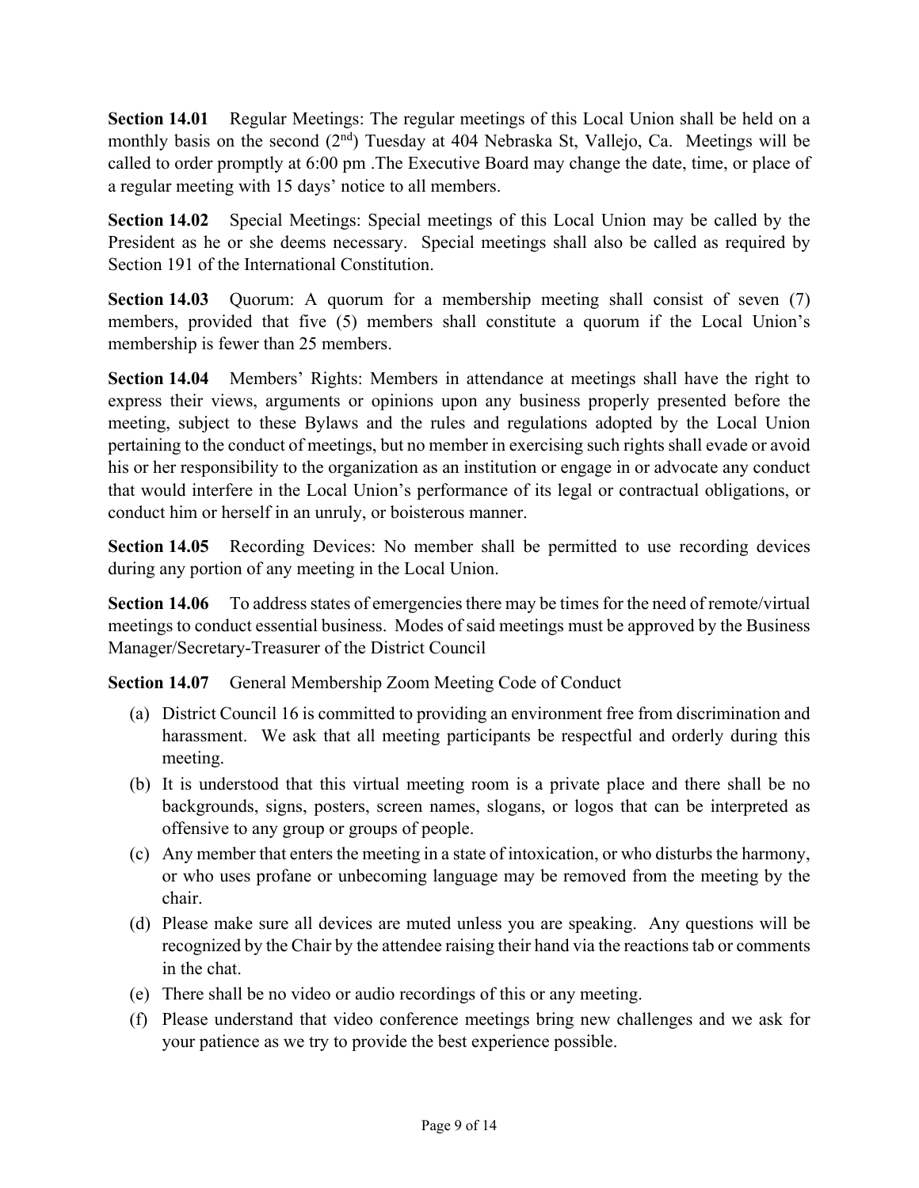**Section 14.01** Regular Meetings: The regular meetings of this Local Union shall be held on a monthly basis on the second (2nd) Tuesday at 404 Nebraska St, Vallejo, Ca. Meetings will be called to order promptly at 6:00 pm .The Executive Board may change the date, time, or place of a regular meeting with 15 days' notice to all members.

**Section 14.02** Special Meetings: Special meetings of this Local Union may be called by the President as he or she deems necessary. Special meetings shall also be called as required by Section 191 of the International Constitution.

**Section 14.03** Quorum: A quorum for a membership meeting shall consist of seven (7) members, provided that five (5) members shall constitute a quorum if the Local Union's membership is fewer than 25 members.

**Section 14.04** Members' Rights: Members in attendance at meetings shall have the right to express their views, arguments or opinions upon any business properly presented before the meeting, subject to these Bylaws and the rules and regulations adopted by the Local Union pertaining to the conduct of meetings, but no member in exercising such rights shall evade or avoid his or her responsibility to the organization as an institution or engage in or advocate any conduct that would interfere in the Local Union's performance of its legal or contractual obligations, or conduct him or herself in an unruly, or boisterous manner.

**Section 14.05** Recording Devices: No member shall be permitted to use recording devices during any portion of any meeting in the Local Union.

**Section 14.06** To address states of emergencies there may be times for the need of remote/virtual meetings to conduct essential business. Modes of said meetings must be approved by the Business Manager/Secretary-Treasurer of the District Council

**Section 14.07** General Membership Zoom Meeting Code of Conduct

(a) District Council 16 is committed to providing an environment free from discrimination and harassment. We ask that all meeting participants be respectful and orderly during this meeting.

(b) It is understood that this virtual meeting room is a private place and there shall be no backgrounds, signs, posters, screen names, slogans, or logos that can be interpreted as offensive to any group or groups of people.

(c) Any member that enters the meeting in a state of intoxication, or who disturbs the harmony, or who uses profane or unbecoming language may be removed from the meeting by the chair.

(d) Please make sure all devices are muted unless you are speaking. Any questions will be recognized by the Chair by the attendee raising their hand via the reactions tab or comments in the chat.

(e) There shall be no video or audio recordings of this or any meeting.

(f) Please understand that video conference meetings bring new challenges and we ask for your patience as we try to provide the best experience possible.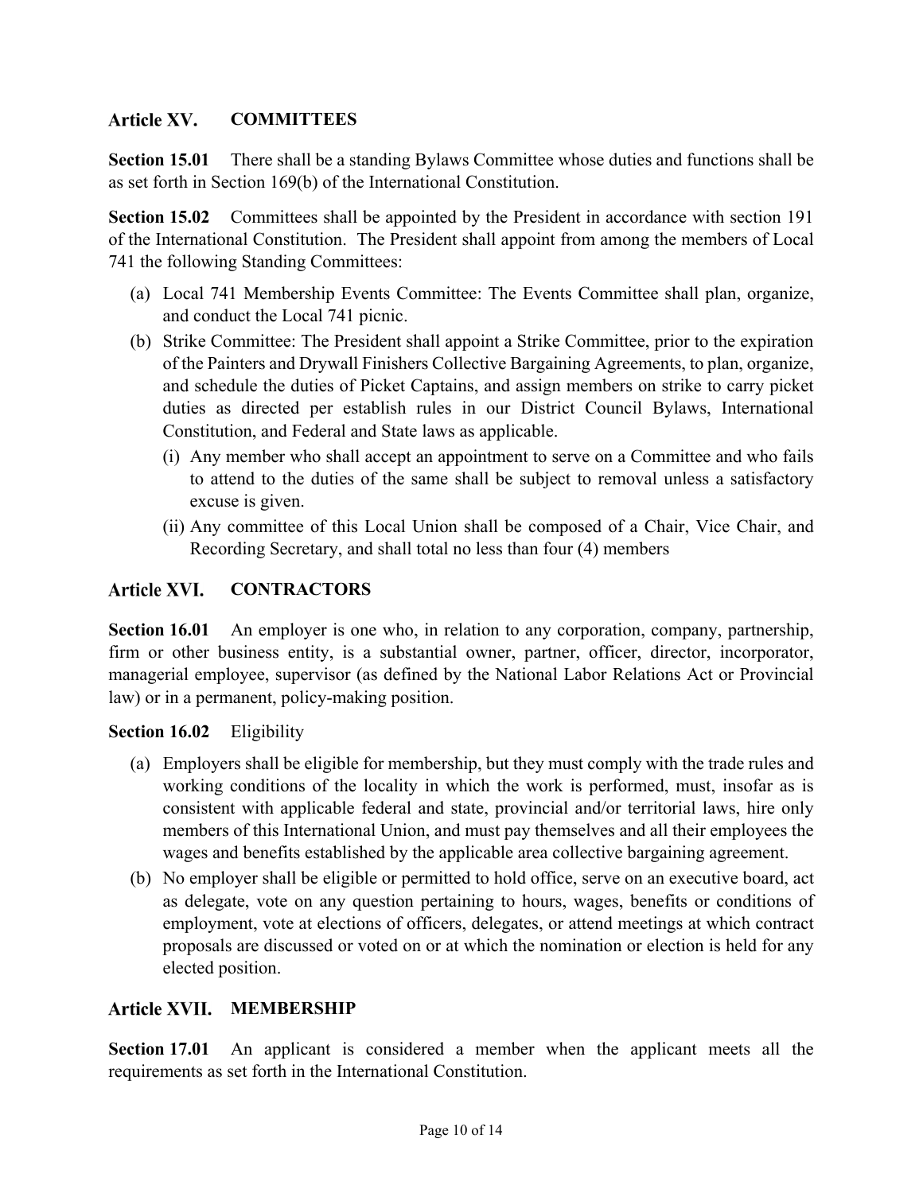## Article XV. COMMITTEES

**Section 15.01** There shall be a standing Bylaws Committee whose duties and functions shall be as set forth in Section 169(b) of the International Constitution.

**Section 15.02** Committees shall be appointed by the President in accordance with section 191 of the International Constitution. The President shall appoint from among the members of Local 741 the following Standing Committees:

(a) Local 741 Membership Events Committee: The Events Committee shall plan, organize, and conduct the Local 741 picnic.

(b) Strike Committee: The President shall appoint a Strike Committee, prior to the expiration of the Painters and Drywall Finishers Collective Bargaining Agreements, to plan, organize, and schedule the duties of Picket Captains, and assign members on strike to carry picket duties as directed per establish rules in our District Council Bylaws, International Constitution, and Federal and State laws as applicable.

  (i) Any member who shall accept an appointment to serve on a Committee and who fails to attend to the duties of the same shall be subject to removal unless a satisfactory excuse is given.

  (ii) Any committee of this Local Union shall be composed of a Chair, Vice Chair, and Recording Secretary, and shall total no less than four (4) members

## Article XVI. CONTRACTORS

**Section 16.01** An employer is one who, in relation to any corporation, company, partnership, firm or other business entity, is a substantial owner, partner, officer, director, incorporator, managerial employee, supervisor (as defined by the National Labor Relations Act or Provincial law) or in a permanent, policy-making position.

**Section 16.02** Eligibility

(a) Employers shall be eligible for membership, but they must comply with the trade rules and working conditions of the locality in which the work is performed, must, insofar as is consistent with applicable federal and state, provincial and/or territorial laws, hire only members of this International Union, and must pay themselves and all their employees the wages and benefits established by the applicable area collective bargaining agreement.

(b) No employer shall be eligible or permitted to hold office, serve on an executive board, act as delegate, vote on any question pertaining to hours, wages, benefits or conditions of employment, vote at elections of officers, delegates, or attend meetings at which contract proposals are discussed or voted on or at which the nomination or election is held for any elected position.

## Article XVII. MEMBERSHIP

**Section 17.01** An applicant is considered a member when the applicant meets all the requirements as set forth in the International Constitution.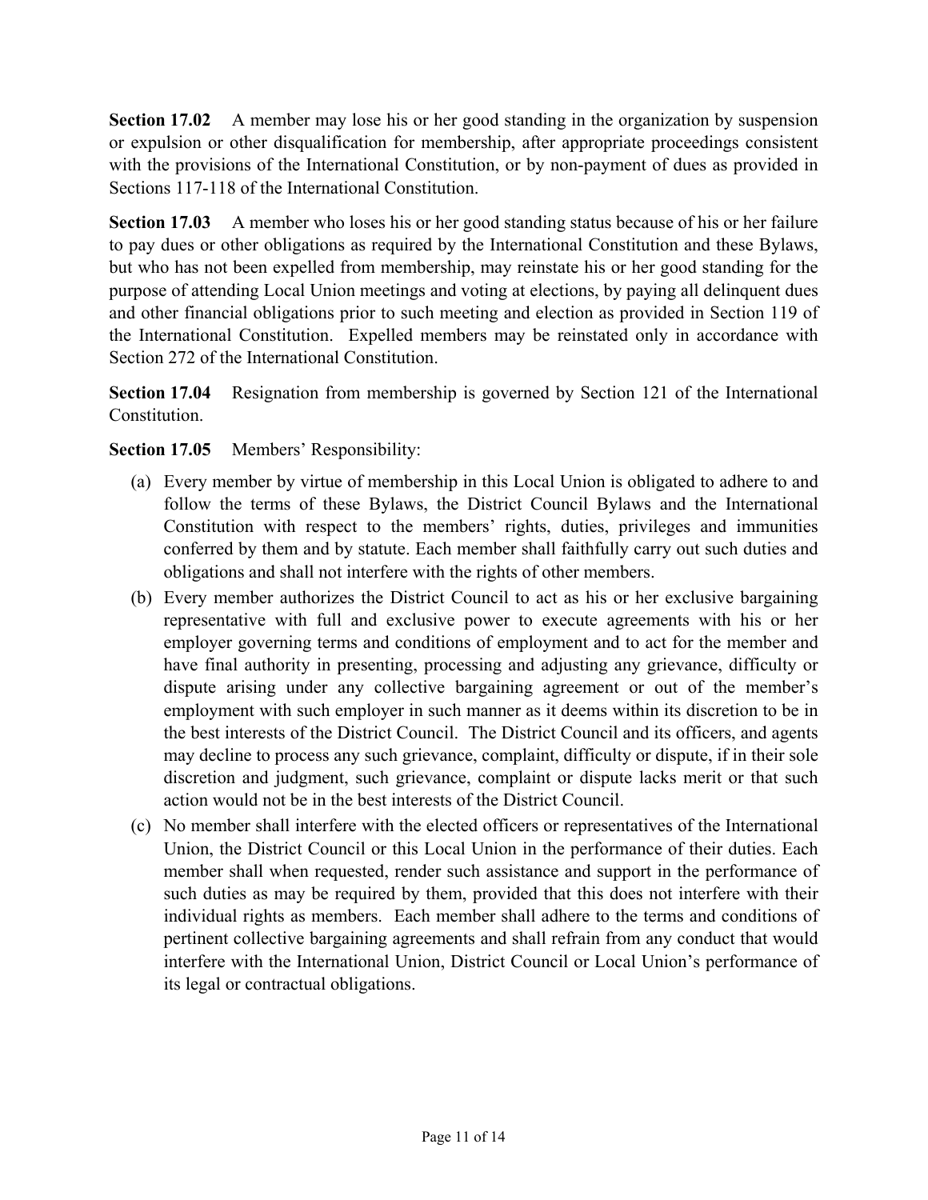**Section 17.02** A member may lose his or her good standing in the organization by suspension or expulsion or other disqualification for membership, after appropriate proceedings consistent with the provisions of the International Constitution, or by non-payment of dues as provided in Sections 117-118 of the International Constitution.

**Section 17.03** A member who loses his or her good standing status because of his or her failure to pay dues or other obligations as required by the International Constitution and these Bylaws, but who has not been expelled from membership, may reinstate his or her good standing for the purpose of attending Local Union meetings and voting at elections, by paying all delinquent dues and other financial obligations prior to such meeting and election as provided in Section 119 of the International Constitution. Expelled members may be reinstated only in accordance with Section 272 of the International Constitution.

**Section 17.04** Resignation from membership is governed by Section 121 of the International Constitution.

**Section 17.05** Members' Responsibility:

(a) Every member by virtue of membership in this Local Union is obligated to adhere to and follow the terms of these Bylaws, the District Council Bylaws and the International Constitution with respect to the members' rights, duties, privileges and immunities conferred by them and by statute. Each member shall faithfully carry out such duties and obligations and shall not interfere with the rights of other members.

(b) Every member authorizes the District Council to act as his or her exclusive bargaining representative with full and exclusive power to execute agreements with his or her employer governing terms and conditions of employment and to act for the member and have final authority in presenting, processing and adjusting any grievance, difficulty or dispute arising under any collective bargaining agreement or out of the member's employment with such employer in such manner as it deems within its discretion to be in the best interests of the District Council. The District Council and its officers, and agents may decline to process any such grievance, complaint, difficulty or dispute, if in their sole discretion and judgment, such grievance, complaint or dispute lacks merit or that such action would not be in the best interests of the District Council.

(c) No member shall interfere with the elected officers or representatives of the International Union, the District Council or this Local Union in the performance of their duties. Each member shall when requested, render such assistance and support in the performance of such duties as may be required by them, provided that this does not interfere with their individual rights as members. Each member shall adhere to the terms and conditions of pertinent collective bargaining agreements and shall refrain from any conduct that would interfere with the International Union, District Council or Local Union's performance of its legal or contractual obligations.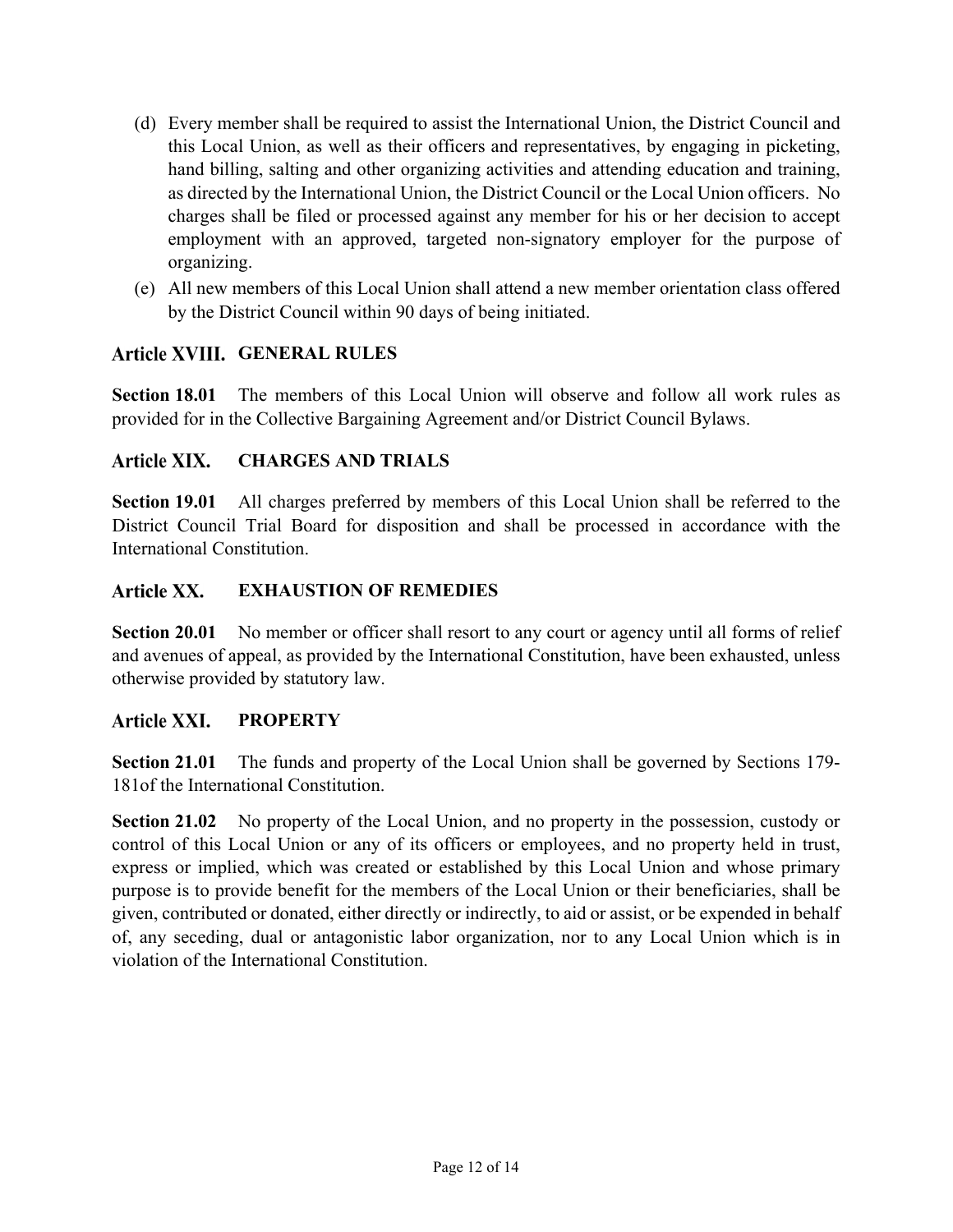(d) Every member shall be required to assist the International Union, the District Council and this Local Union, as well as their officers and representatives, by engaging in picketing, hand billing, salting and other organizing activities and attending education and training, as directed by the International Union, the District Council or the Local Union officers. No charges shall be filed or processed against any member for his or her decision to accept employment with an approved, targeted non-signatory employer for the purpose of organizing.

(e) All new members of this Local Union shall attend a new member orientation class offered by the District Council within 90 days of being initiated.

## Article XVIII. GENERAL RULES

**Section 18.01** The members of this Local Union will observe and follow all work rules as provided for in the Collective Bargaining Agreement and/or District Council Bylaws.

## Article XIX. CHARGES AND TRIALS

**Section 19.01** All charges preferred by members of this Local Union shall be referred to the District Council Trial Board for disposition and shall be processed in accordance with the International Constitution.

## Article XX. EXHAUSTION OF REMEDIES

**Section 20.01** No member or officer shall resort to any court or agency until all forms of relief and avenues of appeal, as provided by the International Constitution, have been exhausted, unless otherwise provided by statutory law.

## Article XXI. PROPERTY

**Section 21.01** The funds and property of the Local Union shall be governed by Sections 179-181of the International Constitution.

**Section 21.02** No property of the Local Union, and no property in the possession, custody or control of this Local Union or any of its officers or employees, and no property held in trust, express or implied, which was created or established by this Local Union and whose primary purpose is to provide benefit for the members of the Local Union or their beneficiaries, shall be given, contributed or donated, either directly or indirectly, to aid or assist, or be expended in behalf of, any seceding, dual or antagonistic labor organization, nor to any Local Union which is in violation of the International Constitution.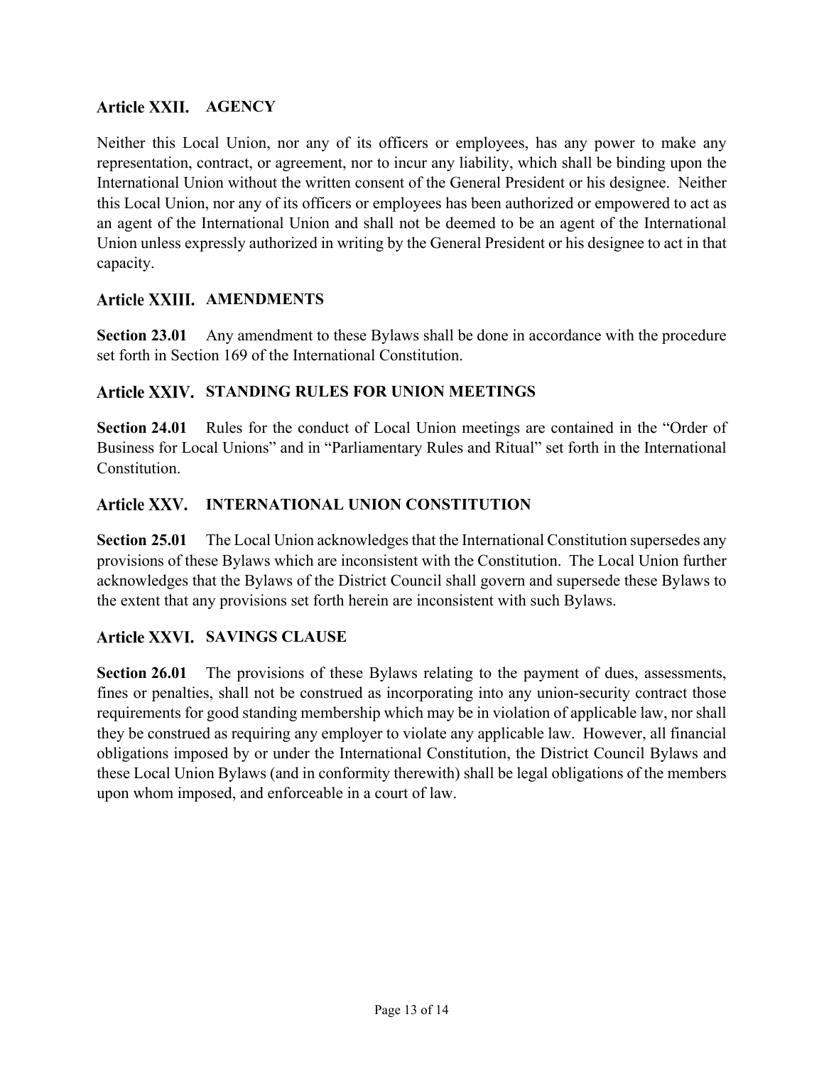## Article XXII. AGENCY

Neither this Local Union, nor any of its officers or employees, has any power to make any representation, contract, or agreement, nor to incur any liability, which shall be binding upon the International Union without the written consent of the General President or his designee. Neither this Local Union, nor any of its officers or employees has been authorized or empowered to act as an agent of the International Union and shall not be deemed to be an agent of the International Union unless expressly authorized in writing by the General President or his designee to act in that capacity.

## Article XXIII. AMENDMENTS

**Section 23.01** Any amendment to these Bylaws shall be done in accordance with the procedure set forth in Section 169 of the International Constitution.

## Article XXIV. STANDING RULES FOR UNION MEETINGS

**Section 24.01** Rules for the conduct of Local Union meetings are contained in the "Order of Business for Local Unions" and in "Parliamentary Rules and Ritual" set forth in the International Constitution.

## Article XXV. INTERNATIONAL UNION CONSTITUTION

**Section 25.01** The Local Union acknowledges that the International Constitution supersedes any provisions of these Bylaws which are inconsistent with the Constitution. The Local Union further acknowledges that the Bylaws of the District Council shall govern and supersede these Bylaws to the extent that any provisions set forth herein are inconsistent with such Bylaws.

## Article XXVI. SAVINGS CLAUSE

**Section 26.01** The provisions of these Bylaws relating to the payment of dues, assessments, fines or penalties, shall not be construed as incorporating into any union-security contract those requirements for good standing membership which may be in violation of applicable law, nor shall they be construed as requiring any employer to violate any applicable law. However, all financial obligations imposed by or under the International Constitution, the District Council Bylaws and these Local Union Bylaws (and in conformity therewith) shall be legal obligations of the members upon whom imposed, and enforceable in a court of law.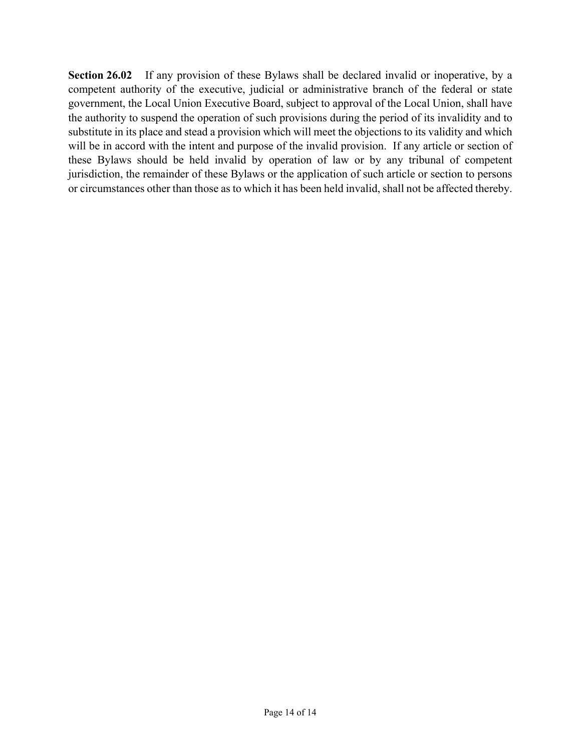**Section 26.02** If any provision of these Bylaws shall be declared invalid or inoperative, by a competent authority of the executive, judicial or administrative branch of the federal or state government, the Local Union Executive Board, subject to approval of the Local Union, shall have the authority to suspend the operation of such provisions during the period of its invalidity and to substitute in its place and stead a provision which will meet the objections to its validity and which will be in accord with the intent and purpose of the invalid provision. If any article or section of these Bylaws should be held invalid by operation of law or by any tribunal of competent jurisdiction, the remainder of these Bylaws or the application of such article or section to persons or circumstances other than those as to which it has been held invalid, shall not be affected thereby.